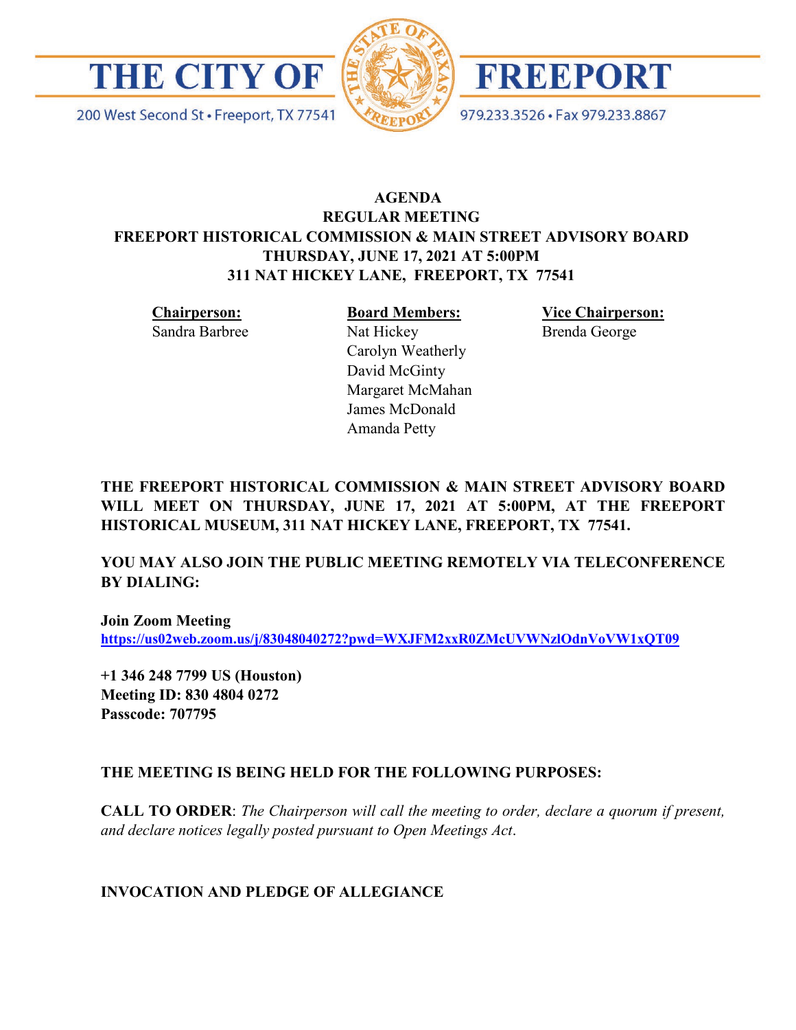# THE CITY OF FREEPORT

200 West Second St • Freeport, TX 77541 979.233.3526 • Fax 979.233.8867

**AGENDA**
**REGULAR MEETING**
**FREEPORT HISTORICAL COMMISSION & MAIN STREET ADVISORY BOARD**
**THURSDAY, JUNE 17, 2021 AT 5:00PM**
**311 NAT HICKEY LANE, FREEPORT, TX 77541**

| **Chairperson:** | **Board Members:** | **Vice Chairperson:** |
|---|---|---|
| Sandra Barbree | Nat Hickey | Brenda George |
| | Carolyn Weatherly | |
| | David McGinty | |
| | Margaret McMahan | |
| | James McDonald | |
| | Amanda Petty | |

**THE FREEPORT HISTORICAL COMMISSION & MAIN STREET ADVISORY BOARD WILL MEET ON THURSDAY, JUNE 17, 2021 AT 5:00PM, AT THE FREEPORT HISTORICAL MUSEUM, 311 NAT HICKEY LANE, FREEPORT, TX 77541.**

**YOU MAY ALSO JOIN THE PUBLIC MEETING REMOTELY VIA TELECONFERENCE BY DIALING:**

**Join Zoom Meeting**
**https://us02web.zoom.us/j/83048040272?pwd=WXJFM2xxR0ZMcUVWNzlOdnVoVW1xQT09**

**+1 346 248 7799 US (Houston)**
**Meeting ID: 830 4804 0272**
**Passcode: 707795**

**THE MEETING IS BEING HELD FOR THE FOLLOWING PURPOSES:**

**CALL TO ORDER**: *The Chairperson will call the meeting to order, declare a quorum if present, and declare notices legally posted pursuant to Open Meetings Act*.

**INVOCATION AND PLEDGE OF ALLEGIANCE**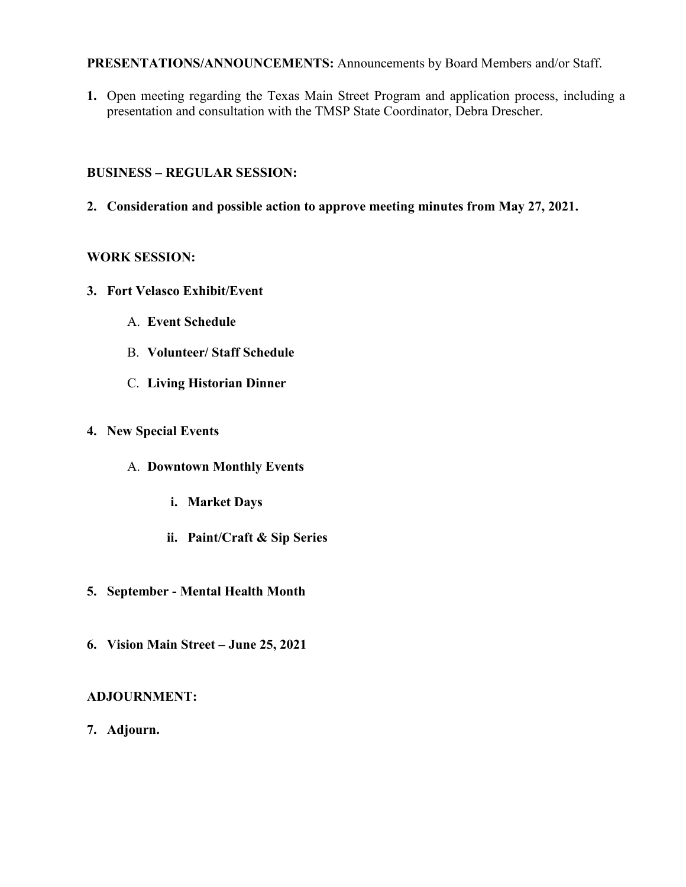**PRESENTATIONS/ANNOUNCEMENTS:** Announcements by Board Members and/or Staff.

**1.** Open meeting regarding the Texas Main Street Program and application process, including a presentation and consultation with the TMSP State Coordinator, Debra Drescher.

**BUSINESS – REGULAR SESSION:**

**2. Consideration and possible action to approve meeting minutes from May 27, 2021.**

**WORK SESSION:**

**3. Fort Velasco Exhibit/Event**

   A. **Event Schedule**

   B. **Volunteer/ Staff Schedule**

   C. **Living Historian Dinner**

**4. New Special Events**

   A. **Downtown Monthly Events**

      **i. Market Days**

      **ii. Paint/Craft & Sip Series**

**5. September - Mental Health Month**

**6. Vision Main Street – June 25, 2021**

**ADJOURNMENT:**

**7. Adjourn.**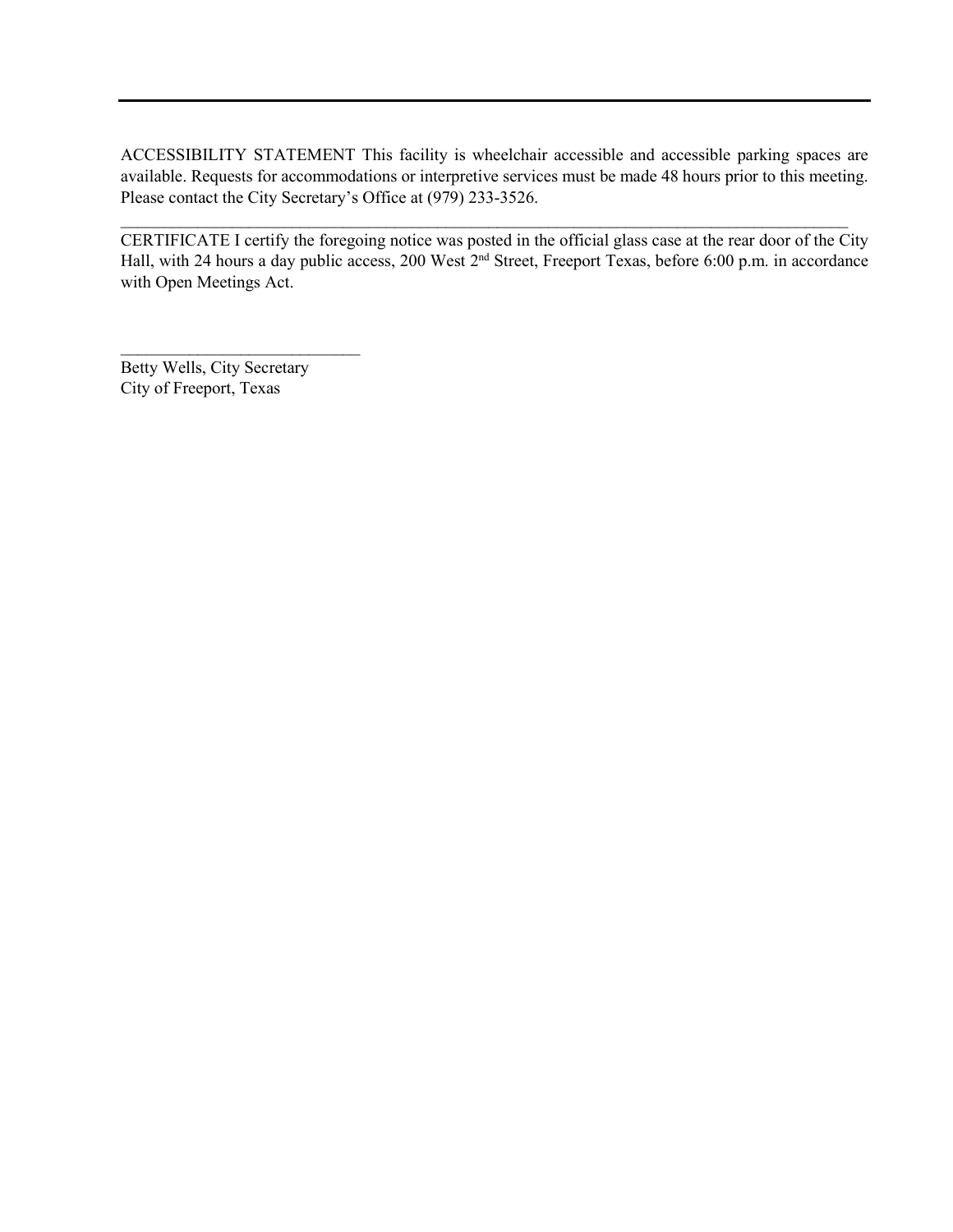---

ACCESSIBILITY STATEMENT This facility is wheelchair accessible and accessible parking spaces are available. Requests for accommodations or interpretive services must be made 48 hours prior to this meeting. Please contact the City Secretary's Office at (979) 233-3526.

---

CERTIFICATE I certify the foregoing notice was posted in the official glass case at the rear door of the City Hall, with 24 hours a day public access, 200 West 2nd Street, Freeport Texas, before 6:00 p.m. in accordance with Open Meetings Act.

\_\_\_\_\_\_\_\_\_\_\_\_\_\_\_\_\_\_\_\_\_\_\_\_\_\_\_\_

Betty Wells, City Secretary  
City of Freeport, Texas